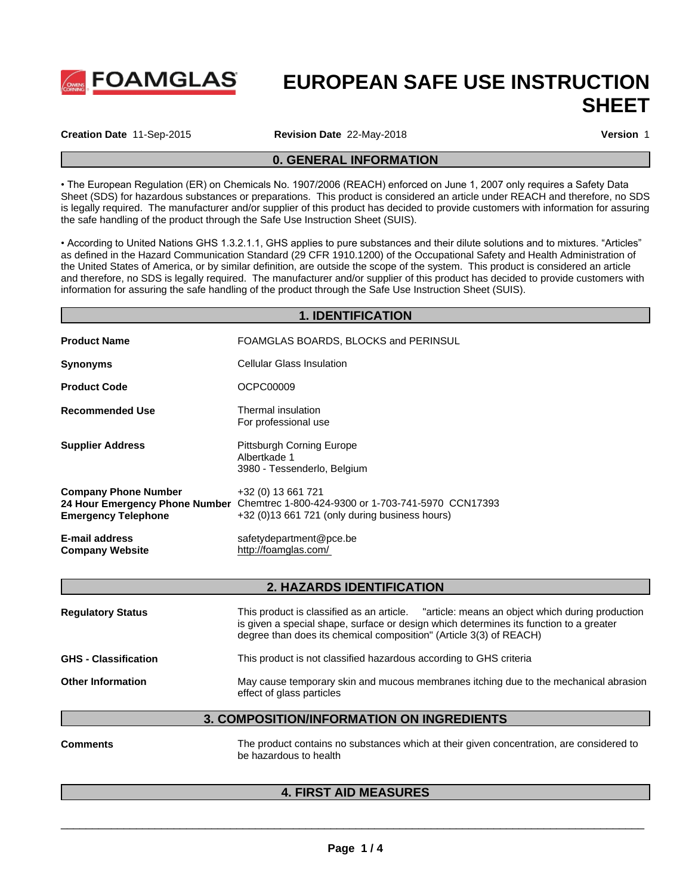FOAMGLAS

# EUROPEAN SAFE USE INSTRUCTION SHEET

**Creation Date** 11-Sep-2015 **Revision Date** 22-May-2018 **Version** 1

## 0. GENERAL INFORMATION

• The European Regulation (ER) on Chemicals No. 1907/2006 (REACH) enforced on June 1, 2007 only requires a Safety Data Sheet (SDS) for hazardous substances or preparations. This product is considered an article under REACH and therefore, no SDS is legally required. The manufacturer and/or supplier of this product has decided to provide customers with information for assuring the safe handling of the product through the Safe Use Instruction Sheet (SUIS).

• According to United Nations GHS 1.3.2.1.1, GHS applies to pure substances and their dilute solutions and to mixtures. "Articles" as defined in the Hazard Communication Standard (29 CFR 1910.1200) of the Occupational Safety and Health Administration of the United States of America, or by similar definition, are outside the scope of the system. This product is considered an article and therefore, no SDS is legally required. The manufacturer and/or supplier of this product has decided to provide customers with information for assuring the safe handling of the product through the Safe Use Instruction Sheet (SUIS).

## 1. IDENTIFICATION

**Product Name** FOAMGLAS BOARDS, BLOCKS and PERINSUL

**Synonyms** Cellular Glass Insulation

**Product Code** OCPC00009

**Recommended Use** Thermal insulation
For professional use

**Supplier Address** Pittsburgh Corning Europe
Albertkade 1
3980 - Tessenderlo, Belgium

**Company Phone Number** +32 (0) 13 661 721
**24 Hour Emergency Phone Number** Chemtrec 1-800-424-9300 or 1-703-741-5970 CCN17393
**Emergency Telephone** +32 (0)13 661 721 (only during business hours)

**E-mail address** safetydepartment@pce.be
**Company Website** http://foamglas.com/

## 2. HAZARDS IDENTIFICATION

**Regulatory Status** This product is classified as an article. "article: means an object which during production is given a special shape, surface or design which determines its function to a greater degree than does its chemical composition" (Article 3(3) of REACH)

**GHS - Classification** This product is not classified hazardous according to GHS criteria

**Other Information** May cause temporary skin and mucous membranes itching due to the mechanical abrasion effect of glass particles

## 3. COMPOSITION/INFORMATION ON INGREDIENTS

**Comments** The product contains no substances which at their given concentration, are considered to be hazardous to health

## 4. FIRST AID MEASURES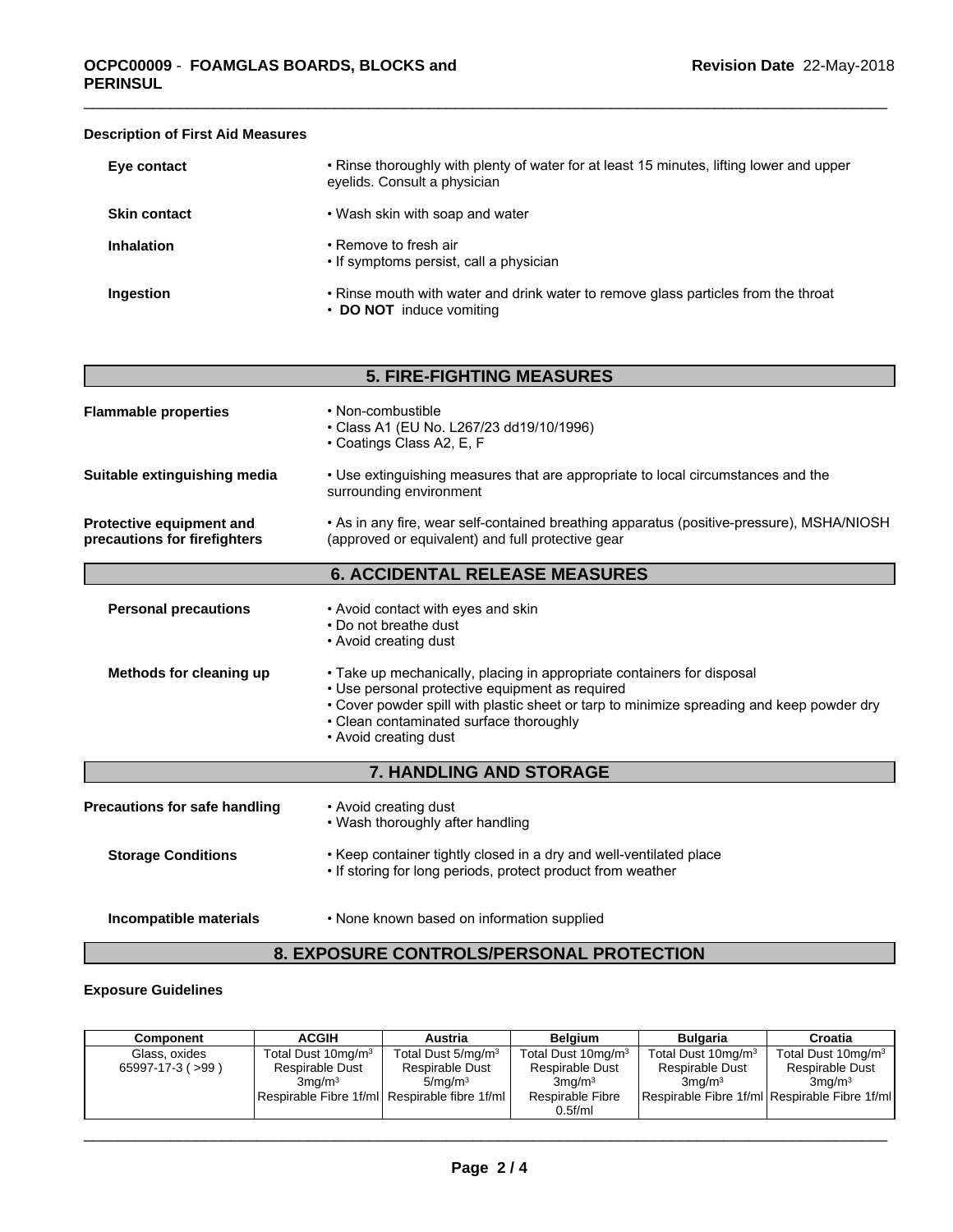**Description of First Aid Measures**

**Eye contact**
- Rinse thoroughly with plenty of water for at least 15 minutes, lifting lower and upper eyelids. Consult a physician

**Skin contact**
- Wash skin with soap and water

**Inhalation**
- Remove to fresh air
- If symptoms persist, call a physician

**Ingestion**
- Rinse mouth with water and drink water to remove glass particles from the throat
- **DO NOT** induce vomiting

## 5. FIRE-FIGHTING MEASURES

**Flammable properties**
- Non-combustible
- Class A1 (EU No. L267/23 dd19/10/1996)
- Coatings Class A2, E, F

**Suitable extinguishing media**
- Use extinguishing measures that are appropriate to local circumstances and the surrounding environment

**Protective equipment and precautions for firefighters**
- As in any fire, wear self-contained breathing apparatus (positive-pressure), MSHA/NIOSH (approved or equivalent) and full protective gear

## 6. ACCIDENTAL RELEASE MEASURES

**Personal precautions**
- Avoid contact with eyes and skin
- Do not breathe dust
- Avoid creating dust

**Methods for cleaning up**
- Take up mechanically, placing in appropriate containers for disposal
- Use personal protective equipment as required
- Cover powder spill with plastic sheet or tarp to minimize spreading and keep powder dry
- Clean contaminated surface thoroughly
- Avoid creating dust

## 7. HANDLING AND STORAGE

**Precautions for safe handling**
- Avoid creating dust
- Wash thoroughly after handling

**Storage Conditions**
- Keep container tightly closed in a dry and well-ventilated place
- If storing for long periods, protect product from weather

**Incompatible materials**
- None known based on information supplied

## 8. EXPOSURE CONTROLS/PERSONAL PROTECTION

**Exposure Guidelines**

| Component | ACGIH | Austria | Belgium | Bulgaria | Croatia |
|---|---|---|---|---|---|
| Glass, oxides 65997-17-3 ( >99 ) | Total Dust 10mg/m³ Respirable Dust 3mg/m³ Respirable Fibre 1f/ml | Total Dust 5/mg/m³ Respirable Dust 5/mg/m³ Respirable fibre 1f/ml | Total Dust 10mg/m³ Respirable Dust 3mg/m³ Respirable Fibre 0.5f/ml | Total Dust 10mg/m³ Respirable Dust 3mg/m³ Respirable Fibre 1f/ml | Total Dust 10mg/m³ Respirable Dust 3mg/m³ Respirable Fibre 1f/ml |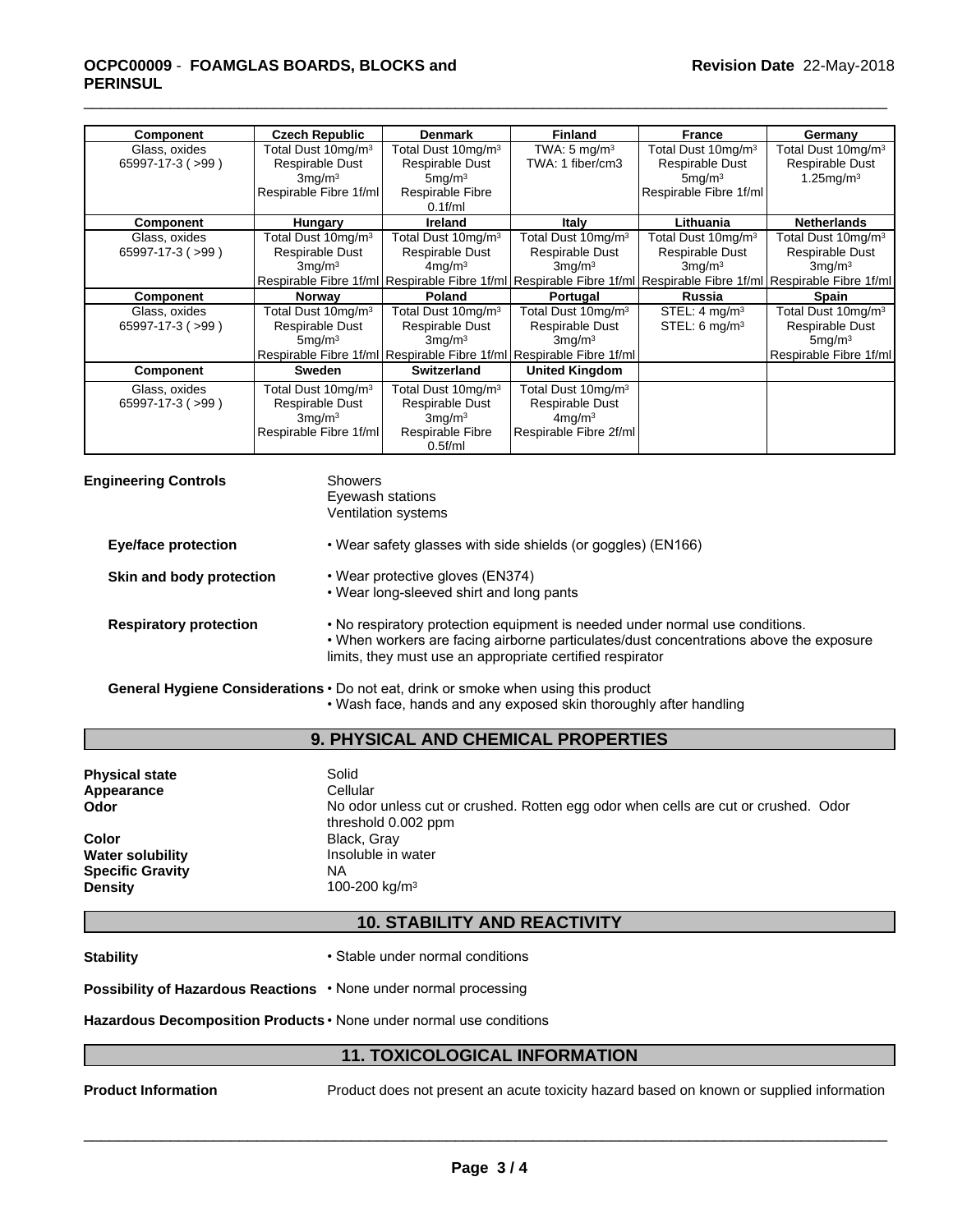| Component | Czech Republic | Denmark | Finland | France | Germany |
|---|---|---|---|---|---|
| Glass, oxides<br>65997-17-3 ( >99 ) | Total Dust 10mg/m³<br>Respirable Dust<br>3mg/m³<br>Respirable Fibre 1f/ml | Total Dust 10mg/m³<br>Respirable Dust<br>5mg/m³<br>Respirable Fibre<br>0.1f/ml | TWA: 5 mg/m³<br>TWA: 1 fiber/cm3 | Total Dust 10mg/m³<br>Respirable Dust<br>5mg/m³<br>Respirable Fibre 1f/ml | Total Dust 10mg/m³<br>Respirable Dust<br>1.25mg/m³ |
| **Component** | **Hungary** | **Ireland** | **Italy** | **Lithuania** | **Netherlands** |
| Glass, oxides<br>65997-17-3 ( >99 ) | Total Dust 10mg/m³<br>Respirable Dust<br>3mg/m³<br>Respirable Fibre 1f/ml | Total Dust 10mg/m³<br>Respirable Dust<br>4mg/m³<br>Respirable Fibre 1f/ml | Total Dust 10mg/m³<br>Respirable Dust<br>3mg/m³<br>Respirable Fibre 1f/ml | Total Dust 10mg/m³<br>Respirable Dust<br>3mg/m³<br>Respirable Fibre 1f/ml | Total Dust 10mg/m³<br>Respirable Dust<br>3mg/m³<br>Respirable Fibre 1f/ml |
| **Component** | **Norway** | **Poland** | **Portugal** | **Russia** | **Spain** |
| Glass, oxides<br>65997-17-3 ( >99 ) | Total Dust 10mg/m³<br>Respirable Dust<br>5mg/m³<br>Respirable Fibre 1f/ml | Total Dust 10mg/m³<br>Respirable Dust<br>3mg/m³<br>Respirable Fibre 1f/ml | Total Dust 10mg/m³<br>Respirable Dust<br>3mg/m³<br>Respirable Fibre 1f/ml | STEL: 4 mg/m³<br>STEL: 6 mg/m³ | Total Dust 10mg/m³<br>Respirable Dust<br>5mg/m³<br>Respirable Fibre 1f/ml |
| **Component** | **Sweden** | **Switzerland** | **United Kingdom** | | |
| Glass, oxides<br>65997-17-3 ( >99 ) | Total Dust 10mg/m³<br>Respirable Dust<br>3mg/m³<br>Respirable Fibre 1f/ml | Total Dust 10mg/m³<br>Respirable Dust<br>3mg/m³<br>Respirable Fibre<br>0.5f/ml | Total Dust 10mg/m³<br>Respirable Dust<br>4mg/m³<br>Respirable Fibre 2f/ml | | |

**Engineering Controls**

Showers
Eyewash stations
Ventilation systems

**Eye/face protection**

- Wear safety glasses with side shields (or goggles) (EN166)

**Skin and body protection**

- Wear protective gloves (EN374)
- Wear long-sleeved shirt and long pants

**Respiratory protection**

- No respiratory protection equipment is needed under normal use conditions.
- When workers are facing airborne particulates/dust concentrations above the exposure limits, they must use an appropriate certified respirator

**General Hygiene Considerations**

- Do not eat, drink or smoke when using this product
- Wash face, hands and any exposed skin thoroughly after handling

## 9. PHYSICAL AND CHEMICAL PROPERTIES

**Physical state** Solid
**Appearance** Cellular
**Odor** No odor unless cut or crushed. Rotten egg odor when cells are cut or crushed. Odor threshold 0.002 ppm
**Color** Black, Gray
**Water solubility** Insoluble in water
**Specific Gravity** NA
**Density** 100-200 kg/m³

## 10. STABILITY AND REACTIVITY

**Stability** • Stable under normal conditions

**Possibility of Hazardous Reactions** • None under normal processing

**Hazardous Decomposition Products** • None under normal use conditions

## 11. TOXICOLOGICAL INFORMATION

**Product Information** Product does not present an acute toxicity hazard based on known or supplied information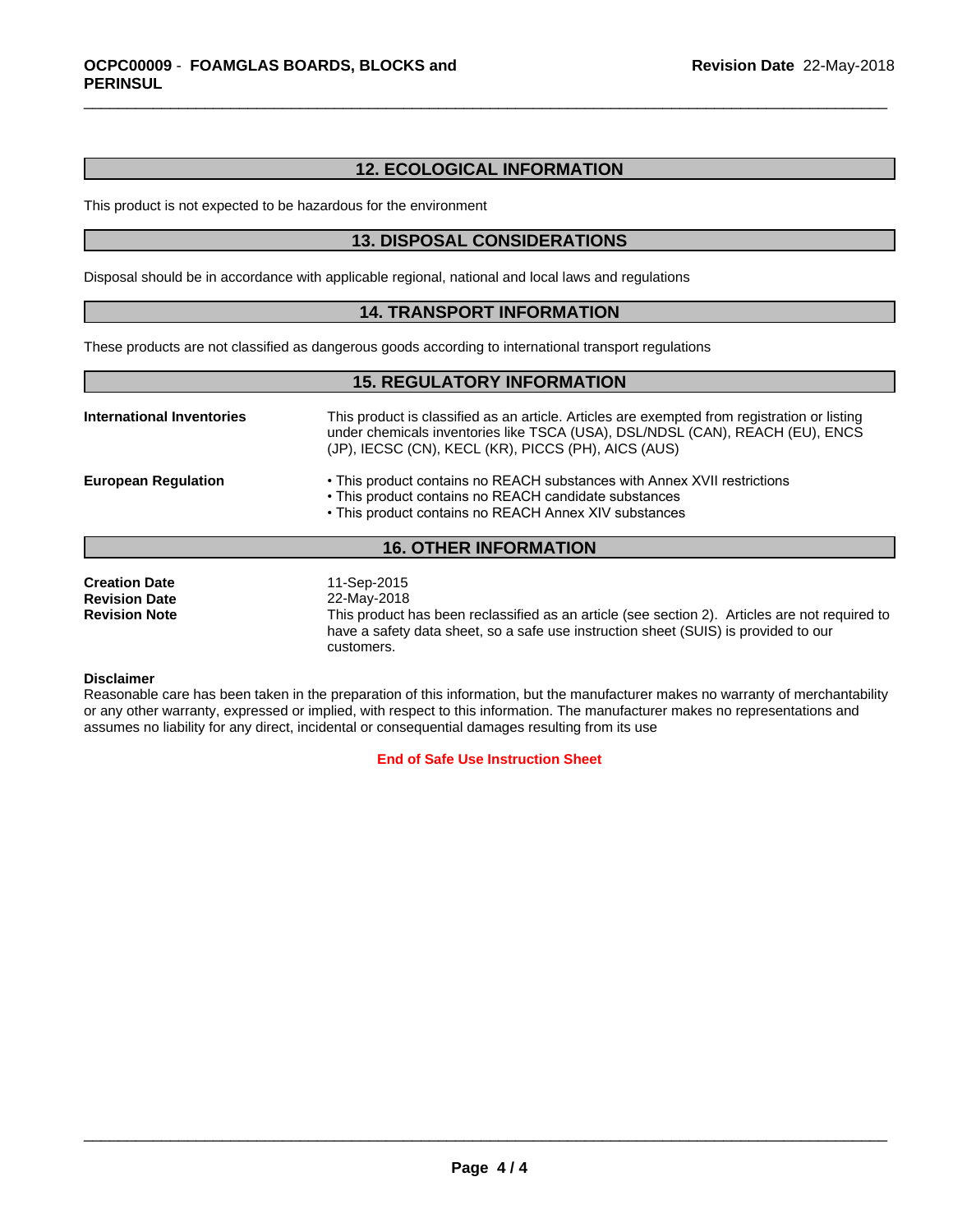## 12. ECOLOGICAL INFORMATION

This product is not expected to be hazardous for the environment

## 13. DISPOSAL CONSIDERATIONS

Disposal should be in accordance with applicable regional, national and local laws and regulations

## 14. TRANSPORT INFORMATION

These products are not classified as dangerous goods according to international transport regulations

## 15. REGULATORY INFORMATION

**International Inventories**

This product is classified as an article. Articles are exempted from registration or listing under chemicals inventories like TSCA (USA), DSL/NDSL (CAN), REACH (EU), ENCS (JP), IECSC (CN), KECL (KR), PICCS (PH), AICS (AUS)

**European Regulation**

- This product contains no REACH substances with Annex XVII restrictions
- This product contains no REACH candidate substances
- This product contains no REACH Annex XIV substances

## 16. OTHER INFORMATION

**Creation Date** 11-Sep-2015
**Revision Date** 22-May-2018
**Revision Note** This product has been reclassified as an article (see section 2). Articles are not required to have a safety data sheet, so a safe use instruction sheet (SUIS) is provided to our customers.

**Disclaimer**
Reasonable care has been taken in the preparation of this information, but the manufacturer makes no warranty of merchantability or any other warranty, expressed or implied, with respect to this information. The manufacturer makes no representations and assumes no liability for any direct, incidental or consequential damages resulting from its use

**End of Safe Use Instruction Sheet**